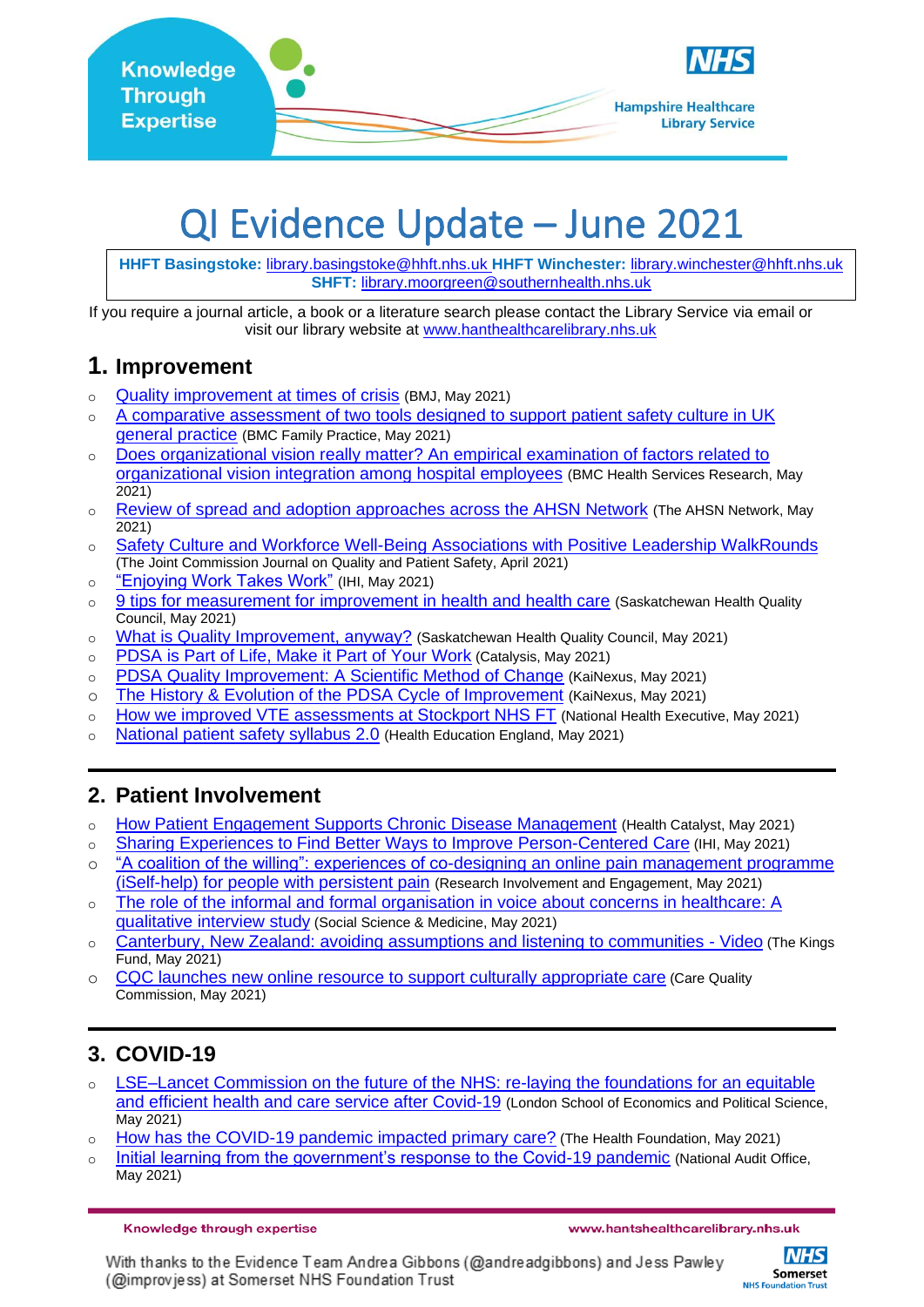Knowledge Through Expertise

Hampshire Healthcare Library Service

# QI Evidence Update – June 2021

**HHFT Basingstoke:** library.basingstoke@hhft.nhs.uk **HHFT Winchester:** library.winchester@hhft.nhs.uk
**SHFT:** library.moorgreen@southernhealth.nhs.uk

If you require a journal article, a book or a literature search please contact the Library Service via email or visit our library website at www.hanthealthcarelibrary.nhs.uk

## 1. Improvement

- Quality improvement at times of crisis (BMJ, May 2021)
- A comparative assessment of two tools designed to support patient safety culture in UK general practice (BMC Family Practice, May 2021)
- Does organizational vision really matter? An empirical examination of factors related to organizational vision integration among hospital employees (BMC Health Services Research, May 2021)
- Review of spread and adoption approaches across the AHSN Network (The AHSN Network, May 2021)
- Safety Culture and Workforce Well-Being Associations with Positive Leadership WalkRounds (The Joint Commission Journal on Quality and Patient Safety, April 2021)
- "Enjoying Work Takes Work" (IHI, May 2021)
- 9 tips for measurement for improvement in health and health care (Saskatchewan Health Quality Council, May 2021)
- What is Quality Improvement, anyway? (Saskatchewan Health Quality Council, May 2021)
- PDSA is Part of Life, Make it Part of Your Work (Catalysis, May 2021)
- PDSA Quality Improvement: A Scientific Method of Change (KaiNexus, May 2021)
- The History & Evolution of the PDSA Cycle of Improvement (KaiNexus, May 2021)
- How we improved VTE assessments at Stockport NHS FT (National Health Executive, May 2021)
- National patient safety syllabus 2.0 (Health Education England, May 2021)

## 2. Patient Involvement

- How Patient Engagement Supports Chronic Disease Management (Health Catalyst, May 2021)
- Sharing Experiences to Find Better Ways to Improve Person-Centered Care (IHI, May 2021)
- "A coalition of the willing": experiences of co-designing an online pain management programme (iSelf-help) for people with persistent pain (Research Involvement and Engagement, May 2021)
- The role of the informal and formal organisation in voice about concerns in healthcare: A qualitative interview study (Social Science & Medicine, May 2021)
- Canterbury, New Zealand: avoiding assumptions and listening to communities - Video (The Kings Fund, May 2021)
- CQC launches new online resource to support culturally appropriate care (Care Quality Commission, May 2021)

## 3. COVID-19

- LSE–Lancet Commission on the future of the NHS: re-laying the foundations for an equitable and efficient health and care service after Covid-19 (London School of Economics and Political Science, May 2021)
- How has the COVID-19 pandemic impacted primary care? (The Health Foundation, May 2021)
- Initial learning from the government's response to the Covid-19 pandemic (National Audit Office, May 2021)

With thanks to the Evidence Team Andrea Gibbons (@andreadgibbons) and Jess Pawley (@improvjess) at Somerset NHS Foundation Trust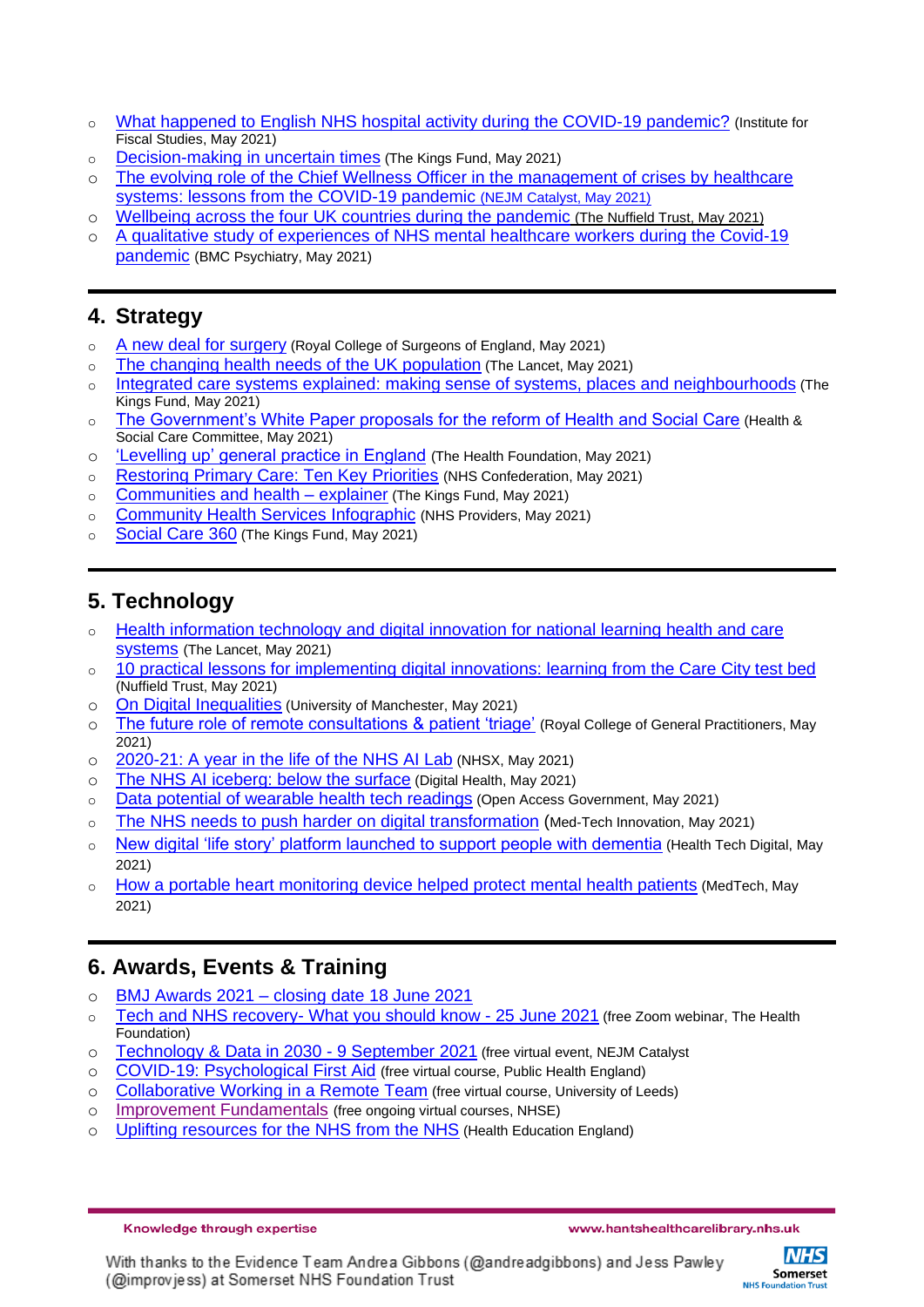- What happened to English NHS hospital activity during the COVID-19 pandemic? (Institute for Fiscal Studies, May 2021)
- Decision-making in uncertain times (The Kings Fund, May 2021)
- The evolving role of the Chief Wellness Officer in the management of crises by healthcare systems: lessons from the COVID-19 pandemic (NEJM Catalyst, May 2021)
- Wellbeing across the four UK countries during the pandemic (The Nuffield Trust, May 2021)
- A qualitative study of experiences of NHS mental healthcare workers during the Covid-19 pandemic (BMC Psychiatry, May 2021)

## 4. Strategy

- A new deal for surgery (Royal College of Surgeons of England, May 2021)
- The changing health needs of the UK population (The Lancet, May 2021)
- Integrated care systems explained: making sense of systems, places and neighbourhoods (The Kings Fund, May 2021)
- The Government's White Paper proposals for the reform of Health and Social Care (Health & Social Care Committee, May 2021)
- 'Levelling up' general practice in England (The Health Foundation, May 2021)
- Restoring Primary Care: Ten Key Priorities (NHS Confederation, May 2021)
- Communities and health – explainer (The Kings Fund, May 2021)
- Community Health Services Infographic (NHS Providers, May 2021)
- Social Care 360 (The Kings Fund, May 2021)

## 5. Technology

- Health information technology and digital innovation for national learning health and care systems (The Lancet, May 2021)
- 10 practical lessons for implementing digital innovations: learning from the Care City test bed (Nuffield Trust, May 2021)
- On Digital Inequalities (University of Manchester, May 2021)
- The future role of remote consultations & patient 'triage' (Royal College of General Practitioners, May 2021)
- 2020-21: A year in the life of the NHS AI Lab (NHSX, May 2021)
- The NHS AI iceberg: below the surface (Digital Health, May 2021)
- Data potential of wearable health tech readings (Open Access Government, May 2021)
- The NHS needs to push harder on digital transformation (Med-Tech Innovation, May 2021)
- New digital 'life story' platform launched to support people with dementia (Health Tech Digital, May 2021)
- How a portable heart monitoring device helped protect mental health patients (MedTech, May 2021)

## 6. Awards, Events & Training

- BMJ Awards 2021 – closing date 18 June 2021
- Tech and NHS recovery- What you should know - 25 June 2021 (free Zoom webinar, The Health Foundation)
- Technology & Data in 2030 - 9 September 2021 (free virtual event, NEJM Catalyst
- COVID-19: Psychological First Aid (free virtual course, Public Health England)
- Collaborative Working in a Remote Team (free virtual course, University of Leeds)
- Improvement Fundamentals (free ongoing virtual courses, NHSE)
- Uplifting resources for the NHS from the NHS (Health Education England)

With thanks to the Evidence Team Andrea Gibbons (@andreadgibbons) and Jess Pawley (@improvjess) at Somerset NHS Foundation Trust